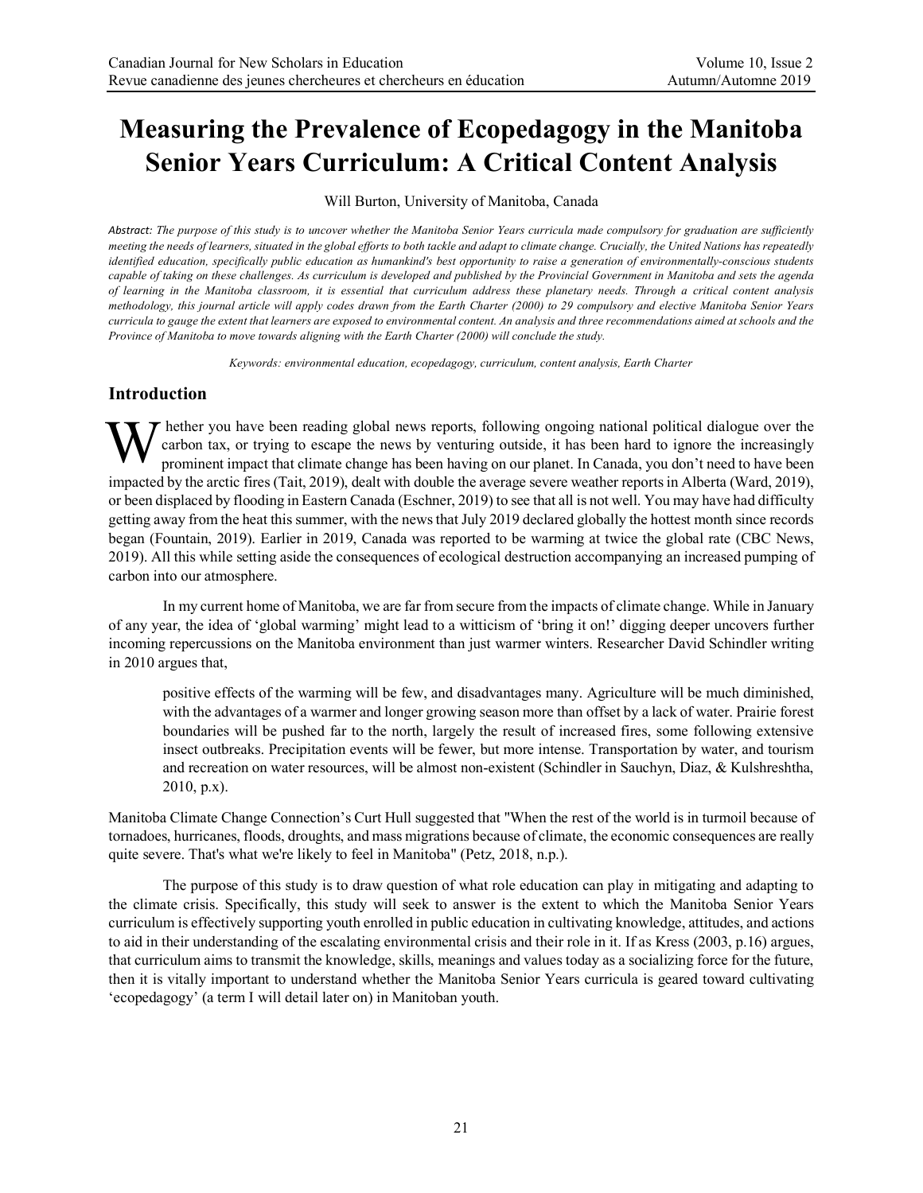# Measuring the Prevalence of Ecopedagogy in the Manitoba Senior Years Curriculum: A Critical Content Analysis

Will Burton, University of Manitoba, Canada

*Abstract: The purpose of this study is to uncover whether the Manitoba Senior Years curricula made compulsory for graduation are sufficiently meeting the needs of learners, situated in the global efforts to both tackle and adapt to climate change. Crucially, the United Nations has repeatedly identified education, specifically public education as humankind's best opportunity to raise a generation of environmentally-conscious students capable of taking on these challenges. As curriculum is developed and published by the Provincial Government in Manitoba and sets the agenda of learning in the Manitoba classroom, it is essential that curriculum address these planetary needs. Through a critical content analysis methodology, this journal article will apply codes drawn from the Earth Charter (2000) to 29 compulsory and elective Manitoba Senior Years curricula to gauge the extent that learners are exposed to environmental content. An analysis and three recommendations aimed at schools and the Province of Manitoba to move towards aligning with the Earth Charter (2000) will conclude the study.*

*Keywords: environmental education, ecopedagogy, curriculum, content analysis, Earth Charter*

## Introduction

Whether you have been reading global news reports, following ongoing national political dialogue over the carbon tax, or trying to escape the news by venturing outside, it has been hard to ignore the increasingly prominent impact that climate change has been having on our planet. In Canada, you don't need to have been impacted by the arctic fires (Tait, 2019), dealt with double the average severe weather reports in Alberta (Ward, 2019), or been displaced by flooding in Eastern Canada (Eschner, 2019) to see that all is not well. You may have had difficulty getting away from the heat this summer, with the news that July 2019 declared globally the hottest month since records began (Fountain, 2019). Earlier in 2019, Canada was reported to be warming at twice the global rate (CBC News, 2019). All this while setting aside the consequences of ecological destruction accompanying an increased pumping of carbon into our atmosphere.

In my current home of Manitoba, we are far from secure from the impacts of climate change. While in January of any year, the idea of 'global warming' might lead to a witticism of 'bring it on!' digging deeper uncovers further incoming repercussions on the Manitoba environment than just warmer winters. Researcher David Schindler writing in 2010 argues that,

> positive effects of the warming will be few, and disadvantages many. Agriculture will be much diminished, with the advantages of a warmer and longer growing season more than offset by a lack of water. Prairie forest boundaries will be pushed far to the north, largely the result of increased fires, some following extensive insect outbreaks. Precipitation events will be fewer, but more intense. Transportation by water, and tourism and recreation on water resources, will be almost non-existent (Schindler in Sauchyn, Diaz, & Kulshreshtha, 2010, p.x).

Manitoba Climate Change Connection's Curt Hull suggested that "When the rest of the world is in turmoil because of tornadoes, hurricanes, floods, droughts, and mass migrations because of climate, the economic consequences are really quite severe. That's what we're likely to feel in Manitoba" (Petz, 2018, n.p.).

The purpose of this study is to draw question of what role education can play in mitigating and adapting to the climate crisis. Specifically, this study will seek to answer is the extent to which the Manitoba Senior Years curriculum is effectively supporting youth enrolled in public education in cultivating knowledge, attitudes, and actions to aid in their understanding of the escalating environmental crisis and their role in it. If as Kress (2003, p.16) argues, that curriculum aims to transmit the knowledge, skills, meanings and values today as a socializing force for the future, then it is vitally important to understand whether the Manitoba Senior Years curricula is geared toward cultivating 'ecopedagogy' (a term I will detail later on) in Manitoban youth.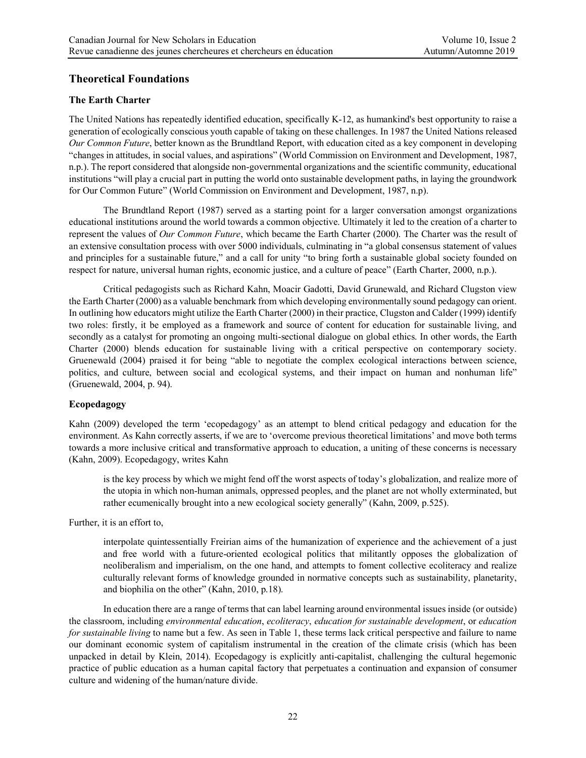## Theoretical Foundations

### The Earth Charter

The United Nations has repeatedly identified education, specifically K-12, as humankind's best opportunity to raise a generation of ecologically conscious youth capable of taking on these challenges. In 1987 the United Nations released *Our Common Future*, better known as the Brundtland Report, with education cited as a key component in developing "changes in attitudes, in social values, and aspirations" (World Commission on Environment and Development, 1987, n.p.). The report considered that alongside non-governmental organizations and the scientific community, educational institutions "will play a crucial part in putting the world onto sustainable development paths, in laying the groundwork for Our Common Future" (World Commission on Environment and Development, 1987, n.p).

The Brundtland Report (1987) served as a starting point for a larger conversation amongst organizations educational institutions around the world towards a common objective. Ultimately it led to the creation of a charter to represent the values of *Our Common Future*, which became the Earth Charter (2000). The Charter was the result of an extensive consultation process with over 5000 individuals, culminating in "a global consensus statement of values and principles for a sustainable future," and a call for unity "to bring forth a sustainable global society founded on respect for nature, universal human rights, economic justice, and a culture of peace" (Earth Charter, 2000, n.p.).

Critical pedagogists such as Richard Kahn, Moacir Gadotti, David Grunewald, and Richard Clugston view the Earth Charter (2000) as a valuable benchmark from which developing environmentally sound pedagogy can orient. In outlining how educators might utilize the Earth Charter (2000) in their practice, Clugston and Calder (1999) identify two roles: firstly, it be employed as a framework and source of content for education for sustainable living, and secondly as a catalyst for promoting an ongoing multi-sectional dialogue on global ethics. In other words, the Earth Charter (2000) blends education for sustainable living with a critical perspective on contemporary society. Gruenewald (2004) praised it for being "able to negotiate the complex ecological interactions between science, politics, and culture, between social and ecological systems, and their impact on human and nonhuman life" (Gruenewald, 2004, p. 94).

### Ecopedagogy

Kahn (2009) developed the term 'ecopedagogy' as an attempt to blend critical pedagogy and education for the environment. As Kahn correctly asserts, if we are to 'overcome previous theoretical limitations' and move both terms towards a more inclusive critical and transformative approach to education, a uniting of these concerns is necessary (Kahn, 2009). Ecopedagogy, writes Kahn

> is the key process by which we might fend off the worst aspects of today's globalization, and realize more of the utopia in which non-human animals, oppressed peoples, and the planet are not wholly exterminated, but rather ecumenically brought into a new ecological society generally" (Kahn, 2009, p.525).

Further, it is an effort to,

> interpolate quintessentially Freirian aims of the humanization of experience and the achievement of a just and free world with a future-oriented ecological politics that militantly opposes the globalization of neoliberalism and imperialism, on the one hand, and attempts to foment collective ecoliteracy and realize culturally relevant forms of knowledge grounded in normative concepts such as sustainability, planetarity, and biophilia on the other" (Kahn, 2010, p.18).

In education there are a range of terms that can label learning around environmental issues inside (or outside) the classroom, including *environmental education*, *ecoliteracy*, *education for sustainable development*, or *education for sustainable living* to name but a few. As seen in Table 1, these terms lack critical perspective and failure to name our dominant economic system of capitalism instrumental in the creation of the climate crisis (which has been unpacked in detail by Klein, 2014). Ecopedagogy is explicitly anti-capitalist, challenging the cultural hegemonic practice of public education as a human capital factory that perpetuates a continuation and expansion of consumer culture and widening of the human/nature divide.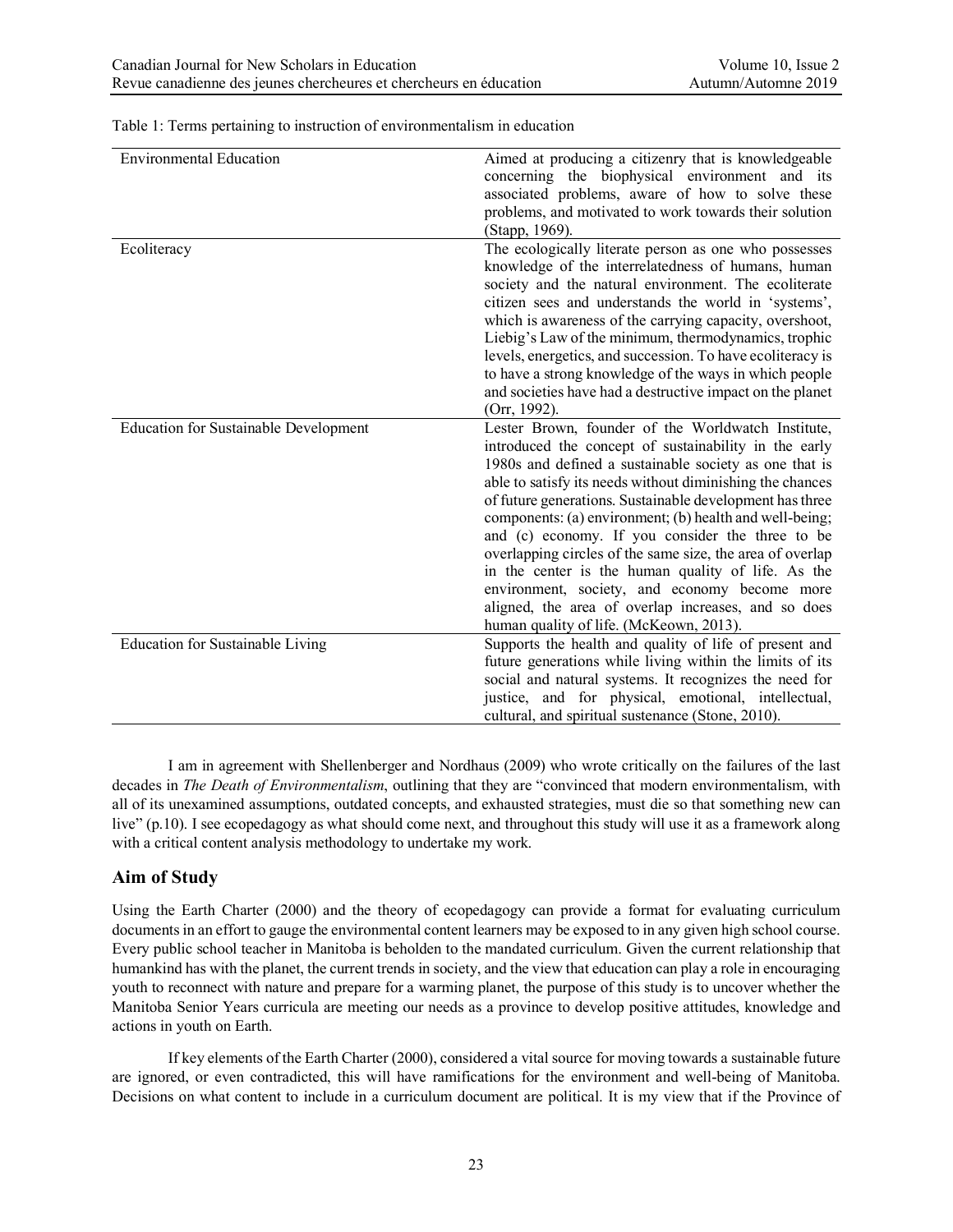Table 1: Terms pertaining to instruction of environmentalism in education

| | |
|---|---|
| Environmental Education | Aimed at producing a citizenry that is knowledgeable concerning the biophysical environment and its associated problems, aware of how to solve these problems, and motivated to work towards their solution (Stapp, 1969). |
| Ecoliteracy | The ecologically literate person as one who possesses knowledge of the interrelatedness of humans, human society and the natural environment. The ecoliterate citizen sees and understands the world in 'systems', which is awareness of the carrying capacity, overshoot, Liebig's Law of the minimum, thermodynamics, trophic levels, energetics, and succession. To have ecoliteracy is to have a strong knowledge of the ways in which people and societies have had a destructive impact on the planet (Orr, 1992). |
| Education for Sustainable Development | Lester Brown, founder of the Worldwatch Institute, introduced the concept of sustainability in the early 1980s and defined a sustainable society as one that is able to satisfy its needs without diminishing the chances of future generations. Sustainable development has three components: (a) environment; (b) health and well-being; and (c) economy. If you consider the three to be overlapping circles of the same size, the area of overlap in the center is the human quality of life. As the environment, society, and economy become more aligned, the area of overlap increases, and so does human quality of life. (McKeown, 2013). |
| Education for Sustainable Living | Supports the health and quality of life of present and future generations while living within the limits of its social and natural systems. It recognizes the need for justice, and for physical, emotional, intellectual, cultural, and spiritual sustenance (Stone, 2010). |

I am in agreement with Shellenberger and Nordhaus (2009) who wrote critically on the failures of the last decades in *The Death of Environmentalism*, outlining that they are "convinced that modern environmentalism, with all of its unexamined assumptions, outdated concepts, and exhausted strategies, must die so that something new can live" (p.10). I see ecopedagogy as what should come next, and throughout this study will use it as a framework along with a critical content analysis methodology to undertake my work.

## Aim of Study

Using the Earth Charter (2000) and the theory of ecopedagogy can provide a format for evaluating curriculum documents in an effort to gauge the environmental content learners may be exposed to in any given high school course. Every public school teacher in Manitoba is beholden to the mandated curriculum. Given the current relationship that humankind has with the planet, the current trends in society, and the view that education can play a role in encouraging youth to reconnect with nature and prepare for a warming planet, the purpose of this study is to uncover whether the Manitoba Senior Years curricula are meeting our needs as a province to develop positive attitudes, knowledge and actions in youth on Earth.

If key elements of the Earth Charter (2000), considered a vital source for moving towards a sustainable future are ignored, or even contradicted, this will have ramifications for the environment and well-being of Manitoba. Decisions on what content to include in a curriculum document are political. It is my view that if the Province of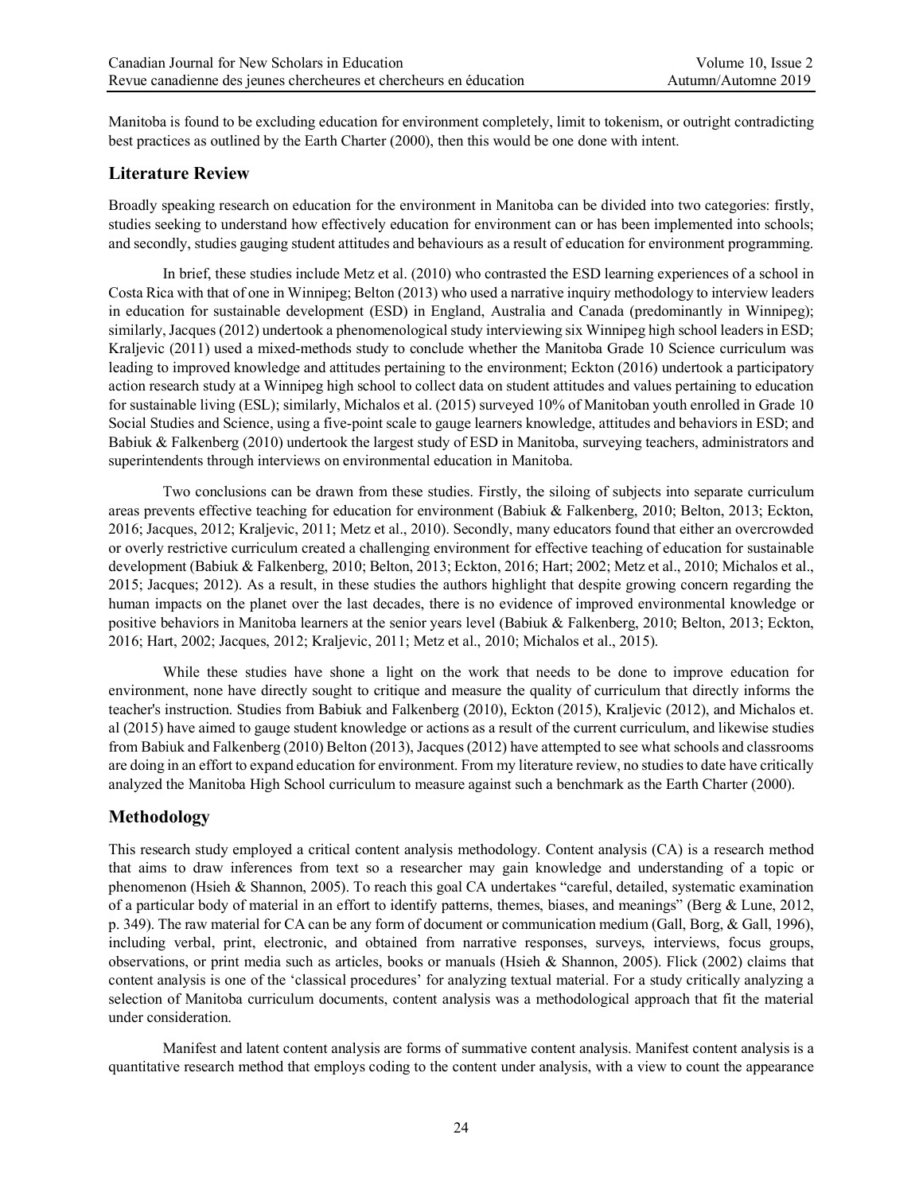Manitoba is found to be excluding education for environment completely, limit to tokenism, or outright contradicting best practices as outlined by the Earth Charter (2000), then this would be one done with intent.

## Literature Review

Broadly speaking research on education for the environment in Manitoba can be divided into two categories: firstly, studies seeking to understand how effectively education for environment can or has been implemented into schools; and secondly, studies gauging student attitudes and behaviours as a result of education for environment programming.

In brief, these studies include Metz et al. (2010) who contrasted the ESD learning experiences of a school in Costa Rica with that of one in Winnipeg; Belton (2013) who used a narrative inquiry methodology to interview leaders in education for sustainable development (ESD) in England, Australia and Canada (predominantly in Winnipeg); similarly, Jacques (2012) undertook a phenomenological study interviewing six Winnipeg high school leaders in ESD; Kraljevic (2011) used a mixed-methods study to conclude whether the Manitoba Grade 10 Science curriculum was leading to improved knowledge and attitudes pertaining to the environment; Eckton (2016) undertook a participatory action research study at a Winnipeg high school to collect data on student attitudes and values pertaining to education for sustainable living (ESL); similarly, Michalos et al. (2015) surveyed 10% of Manitoban youth enrolled in Grade 10 Social Studies and Science, using a five-point scale to gauge learners knowledge, attitudes and behaviors in ESD; and Babiuk & Falkenberg (2010) undertook the largest study of ESD in Manitoba, surveying teachers, administrators and superintendents through interviews on environmental education in Manitoba.

Two conclusions can be drawn from these studies. Firstly, the siloing of subjects into separate curriculum areas prevents effective teaching for education for environment (Babiuk & Falkenberg, 2010; Belton, 2013; Eckton, 2016; Jacques, 2012; Kraljevic, 2011; Metz et al., 2010). Secondly, many educators found that either an overcrowded or overly restrictive curriculum created a challenging environment for effective teaching of education for sustainable development (Babiuk & Falkenberg, 2010; Belton, 2013; Eckton, 2016; Hart; 2002; Metz et al., 2010; Michalos et al., 2015; Jacques; 2012). As a result, in these studies the authors highlight that despite growing concern regarding the human impacts on the planet over the last decades, there is no evidence of improved environmental knowledge or positive behaviors in Manitoba learners at the senior years level (Babiuk & Falkenberg, 2010; Belton, 2013; Eckton, 2016; Hart, 2002; Jacques, 2012; Kraljevic, 2011; Metz et al., 2010; Michalos et al., 2015).

While these studies have shone a light on the work that needs to be done to improve education for environment, none have directly sought to critique and measure the quality of curriculum that directly informs the teacher's instruction. Studies from Babiuk and Falkenberg (2010), Eckton (2015), Kraljevic (2012), and Michalos et. al (2015) have aimed to gauge student knowledge or actions as a result of the current curriculum, and likewise studies from Babiuk and Falkenberg (2010) Belton (2013), Jacques (2012) have attempted to see what schools and classrooms are doing in an effort to expand education for environment. From my literature review, no studies to date have critically analyzed the Manitoba High School curriculum to measure against such a benchmark as the Earth Charter (2000).

## Methodology

This research study employed a critical content analysis methodology. Content analysis (CA) is a research method that aims to draw inferences from text so a researcher may gain knowledge and understanding of a topic or phenomenon (Hsieh & Shannon, 2005). To reach this goal CA undertakes "careful, detailed, systematic examination of a particular body of material in an effort to identify patterns, themes, biases, and meanings" (Berg & Lune, 2012, p. 349). The raw material for CA can be any form of document or communication medium (Gall, Borg, & Gall, 1996), including verbal, print, electronic, and obtained from narrative responses, surveys, interviews, focus groups, observations, or print media such as articles, books or manuals (Hsieh & Shannon, 2005). Flick (2002) claims that content analysis is one of the 'classical procedures' for analyzing textual material. For a study critically analyzing a selection of Manitoba curriculum documents, content analysis was a methodological approach that fit the material under consideration.

Manifest and latent content analysis are forms of summative content analysis. Manifest content analysis is a quantitative research method that employs coding to the content under analysis, with a view to count the appearance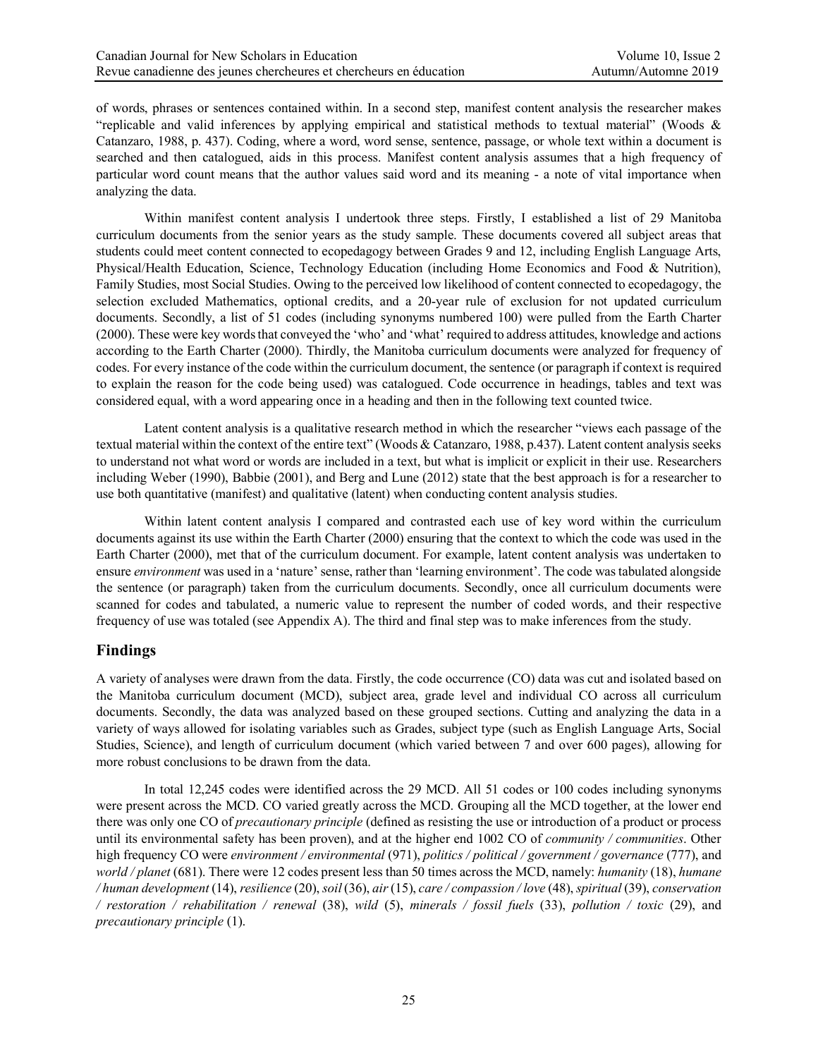of words, phrases or sentences contained within. In a second step, manifest content analysis the researcher makes "replicable and valid inferences by applying empirical and statistical methods to textual material" (Woods & Catanzaro, 1988, p. 437). Coding, where a word, word sense, sentence, passage, or whole text within a document is searched and then catalogued, aids in this process. Manifest content analysis assumes that a high frequency of particular word count means that the author values said word and its meaning - a note of vital importance when analyzing the data.

Within manifest content analysis I undertook three steps. Firstly, I established a list of 29 Manitoba curriculum documents from the senior years as the study sample. These documents covered all subject areas that students could meet content connected to ecopedagogy between Grades 9 and 12, including English Language Arts, Physical/Health Education, Science, Technology Education (including Home Economics and Food & Nutrition), Family Studies, most Social Studies. Owing to the perceived low likelihood of content connected to ecopedagogy, the selection excluded Mathematics, optional credits, and a 20-year rule of exclusion for not updated curriculum documents. Secondly, a list of 51 codes (including synonyms numbered 100) were pulled from the Earth Charter (2000). These were key words that conveyed the 'who' and 'what' required to address attitudes, knowledge and actions according to the Earth Charter (2000). Thirdly, the Manitoba curriculum documents were analyzed for frequency of codes. For every instance of the code within the curriculum document, the sentence (or paragraph if context is required to explain the reason for the code being used) was catalogued. Code occurrence in headings, tables and text was considered equal, with a word appearing once in a heading and then in the following text counted twice.

Latent content analysis is a qualitative research method in which the researcher "views each passage of the textual material within the context of the entire text" (Woods & Catanzaro, 1988, p.437). Latent content analysis seeks to understand not what word or words are included in a text, but what is implicit or explicit in their use. Researchers including Weber (1990), Babbie (2001), and Berg and Lune (2012) state that the best approach is for a researcher to use both quantitative (manifest) and qualitative (latent) when conducting content analysis studies.

Within latent content analysis I compared and contrasted each use of key word within the curriculum documents against its use within the Earth Charter (2000) ensuring that the context to which the code was used in the Earth Charter (2000), met that of the curriculum document. For example, latent content analysis was undertaken to ensure *environment* was used in a 'nature' sense, rather than 'learning environment'. The code was tabulated alongside the sentence (or paragraph) taken from the curriculum documents. Secondly, once all curriculum documents were scanned for codes and tabulated, a numeric value to represent the number of coded words, and their respective frequency of use was totaled (see Appendix A). The third and final step was to make inferences from the study.

## Findings

A variety of analyses were drawn from the data. Firstly, the code occurrence (CO) data was cut and isolated based on the Manitoba curriculum document (MCD), subject area, grade level and individual CO across all curriculum documents. Secondly, the data was analyzed based on these grouped sections. Cutting and analyzing the data in a variety of ways allowed for isolating variables such as Grades, subject type (such as English Language Arts, Social Studies, Science), and length of curriculum document (which varied between 7 and over 600 pages), allowing for more robust conclusions to be drawn from the data.

In total 12,245 codes were identified across the 29 MCD. All 51 codes or 100 codes including synonyms were present across the MCD. CO varied greatly across the MCD. Grouping all the MCD together, at the lower end there was only one CO of *precautionary principle* (defined as resisting the use or introduction of a product or process until its environmental safety has been proven), and at the higher end 1002 CO of *community / communities*. Other high frequency CO were *environment / environmental* (971), *politics / political / government / governance* (777), and *world / planet* (681). There were 12 codes present less than 50 times across the MCD, namely: *humanity* (18), *humane / human development* (14), *resilience* (20), *soil* (36), *air* (15), *care / compassion / love* (48), *spiritual* (39), *conservation / restoration / rehabilitation / renewal* (38), *wild* (5), *minerals / fossil fuels* (33), *pollution / toxic* (29), and *precautionary principle* (1).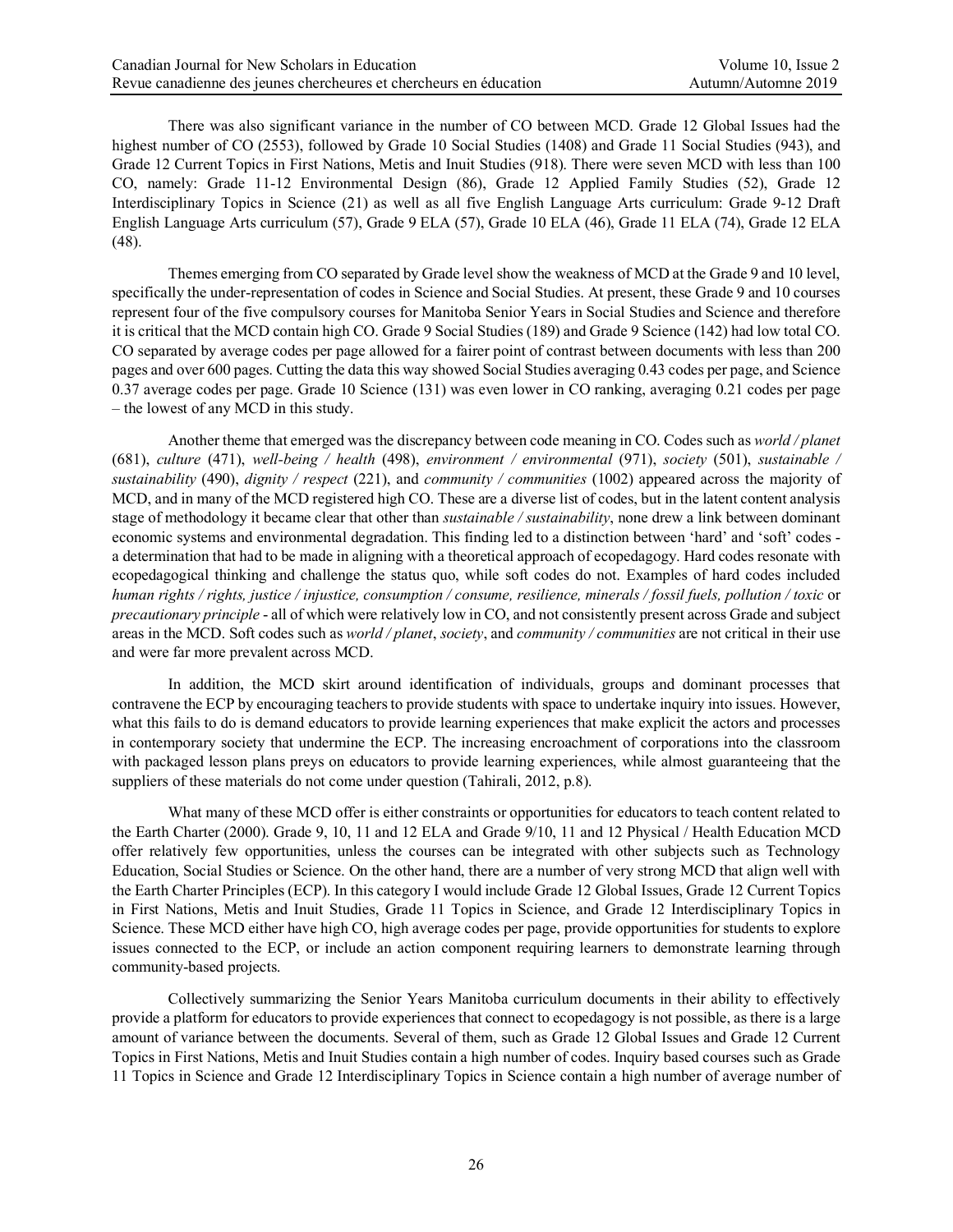There was also significant variance in the number of CO between MCD. Grade 12 Global Issues had the highest number of CO (2553), followed by Grade 10 Social Studies (1408) and Grade 11 Social Studies (943), and Grade 12 Current Topics in First Nations, Metis and Inuit Studies (918). There were seven MCD with less than 100 CO, namely: Grade 11-12 Environmental Design (86), Grade 12 Applied Family Studies (52), Grade 12 Interdisciplinary Topics in Science (21) as well as all five English Language Arts curriculum: Grade 9-12 Draft English Language Arts curriculum (57), Grade 9 ELA (57), Grade 10 ELA (46), Grade 11 ELA (74), Grade 12 ELA (48).

Themes emerging from CO separated by Grade level show the weakness of MCD at the Grade 9 and 10 level, specifically the under-representation of codes in Science and Social Studies. At present, these Grade 9 and 10 courses represent four of the five compulsory courses for Manitoba Senior Years in Social Studies and Science and therefore it is critical that the MCD contain high CO. Grade 9 Social Studies (189) and Grade 9 Science (142) had low total CO. CO separated by average codes per page allowed for a fairer point of contrast between documents with less than 200 pages and over 600 pages. Cutting the data this way showed Social Studies averaging 0.43 codes per page, and Science 0.37 average codes per page. Grade 10 Science (131) was even lower in CO ranking, averaging 0.21 codes per page – the lowest of any MCD in this study.

Another theme that emerged was the discrepancy between code meaning in CO. Codes such as *world / planet* (681), *culture* (471), *well-being / health* (498), *environment / environmental* (971), *society* (501), *sustainable / sustainability* (490), *dignity / respect* (221), and *community / communities* (1002) appeared across the majority of MCD, and in many of the MCD registered high CO. These are a diverse list of codes, but in the latent content analysis stage of methodology it became clear that other than *sustainable / sustainability*, none drew a link between dominant economic systems and environmental degradation. This finding led to a distinction between 'hard' and 'soft' codes - a determination that had to be made in aligning with a theoretical approach of ecopedagogy. Hard codes resonate with ecopedagogical thinking and challenge the status quo, while soft codes do not. Examples of hard codes included *human rights / rights, justice / injustice, consumption / consume, resilience, minerals / fossil fuels, pollution / toxic* or *precautionary principle* - all of which were relatively low in CO, and not consistently present across Grade and subject areas in the MCD. Soft codes such as *world / planet*, *society*, and *community / communities* are not critical in their use and were far more prevalent across MCD.

In addition, the MCD skirt around identification of individuals, groups and dominant processes that contravene the ECP by encouraging teachers to provide students with space to undertake inquiry into issues. However, what this fails to do is demand educators to provide learning experiences that make explicit the actors and processes in contemporary society that undermine the ECP. The increasing encroachment of corporations into the classroom with packaged lesson plans preys on educators to provide learning experiences, while almost guaranteeing that the suppliers of these materials do not come under question (Tahirali, 2012, p.8).

What many of these MCD offer is either constraints or opportunities for educators to teach content related to the Earth Charter (2000). Grade 9, 10, 11 and 12 ELA and Grade 9/10, 11 and 12 Physical / Health Education MCD offer relatively few opportunities, unless the courses can be integrated with other subjects such as Technology Education, Social Studies or Science. On the other hand, there are a number of very strong MCD that align well with the Earth Charter Principles (ECP). In this category I would include Grade 12 Global Issues, Grade 12 Current Topics in First Nations, Metis and Inuit Studies, Grade 11 Topics in Science, and Grade 12 Interdisciplinary Topics in Science. These MCD either have high CO, high average codes per page, provide opportunities for students to explore issues connected to the ECP, or include an action component requiring learners to demonstrate learning through community-based projects.

Collectively summarizing the Senior Years Manitoba curriculum documents in their ability to effectively provide a platform for educators to provide experiences that connect to ecopedagogy is not possible, as there is a large amount of variance between the documents. Several of them, such as Grade 12 Global Issues and Grade 12 Current Topics in First Nations, Metis and Inuit Studies contain a high number of codes. Inquiry based courses such as Grade 11 Topics in Science and Grade 12 Interdisciplinary Topics in Science contain a high number of average number of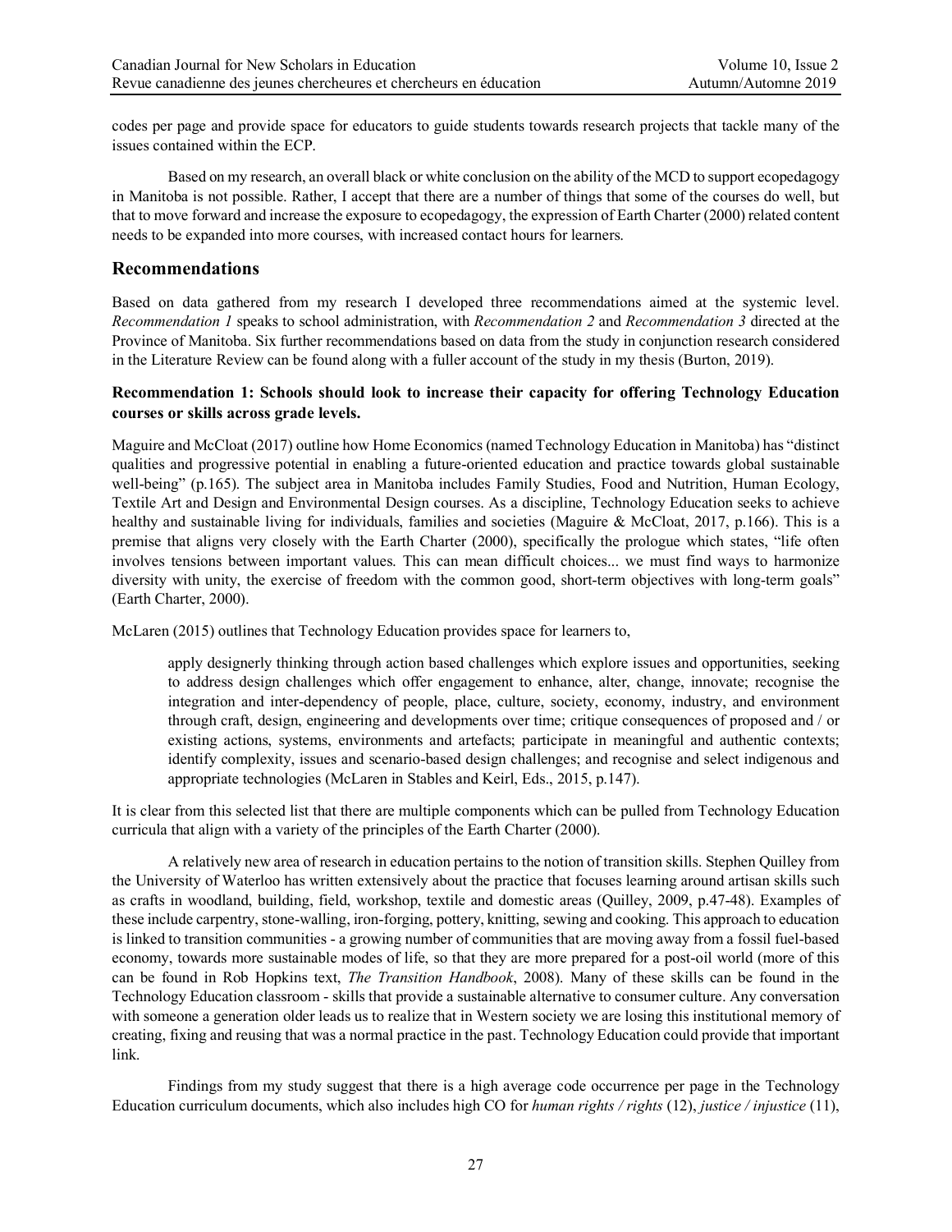codes per page and provide space for educators to guide students towards research projects that tackle many of the issues contained within the ECP.

Based on my research, an overall black or white conclusion on the ability of the MCD to support ecopedagogy in Manitoba is not possible. Rather, I accept that there are a number of things that some of the courses do well, but that to move forward and increase the exposure to ecopedagogy, the expression of Earth Charter (2000) related content needs to be expanded into more courses, with increased contact hours for learners.

## Recommendations

Based on data gathered from my research I developed three recommendations aimed at the systemic level. *Recommendation 1* speaks to school administration, with *Recommendation 2* and *Recommendation 3* directed at the Province of Manitoba. Six further recommendations based on data from the study in conjunction research considered in the Literature Review can be found along with a fuller account of the study in my thesis (Burton, 2019).

### Recommendation 1: Schools should look to increase their capacity for offering Technology Education courses or skills across grade levels.

Maguire and McCloat (2017) outline how Home Economics (named Technology Education in Manitoba) has "distinct qualities and progressive potential in enabling a future-oriented education and practice towards global sustainable well-being" (p.165). The subject area in Manitoba includes Family Studies, Food and Nutrition, Human Ecology, Textile Art and Design and Environmental Design courses. As a discipline, Technology Education seeks to achieve healthy and sustainable living for individuals, families and societies (Maguire & McCloat, 2017, p.166). This is a premise that aligns very closely with the Earth Charter (2000), specifically the prologue which states, "life often involves tensions between important values. This can mean difficult choices... we must find ways to harmonize diversity with unity, the exercise of freedom with the common good, short-term objectives with long-term goals" (Earth Charter, 2000).

McLaren (2015) outlines that Technology Education provides space for learners to,

> apply designerly thinking through action based challenges which explore issues and opportunities, seeking to address design challenges which offer engagement to enhance, alter, change, innovate; recognise the integration and inter-dependency of people, place, culture, society, economy, industry, and environment through craft, design, engineering and developments over time; critique consequences of proposed and / or existing actions, systems, environments and artefacts; participate in meaningful and authentic contexts; identify complexity, issues and scenario-based design challenges; and recognise and select indigenous and appropriate technologies (McLaren in Stables and Keirl, Eds., 2015, p.147).

It is clear from this selected list that there are multiple components which can be pulled from Technology Education curricula that align with a variety of the principles of the Earth Charter (2000).

A relatively new area of research in education pertains to the notion of transition skills. Stephen Quilley from the University of Waterloo has written extensively about the practice that focuses learning around artisan skills such as crafts in woodland, building, field, workshop, textile and domestic areas (Quilley, 2009, p.47-48). Examples of these include carpentry, stone-walling, iron-forging, pottery, knitting, sewing and cooking. This approach to education is linked to transition communities - a growing number of communities that are moving away from a fossil fuel-based economy, towards more sustainable modes of life, so that they are more prepared for a post-oil world (more of this can be found in Rob Hopkins text, *The Transition Handbook*, 2008). Many of these skills can be found in the Technology Education classroom - skills that provide a sustainable alternative to consumer culture. Any conversation with someone a generation older leads us to realize that in Western society we are losing this institutional memory of creating, fixing and reusing that was a normal practice in the past. Technology Education could provide that important link.

Findings from my study suggest that there is a high average code occurrence per page in the Technology Education curriculum documents, which also includes high CO for *human rights / rights* (12), *justice / injustice* (11),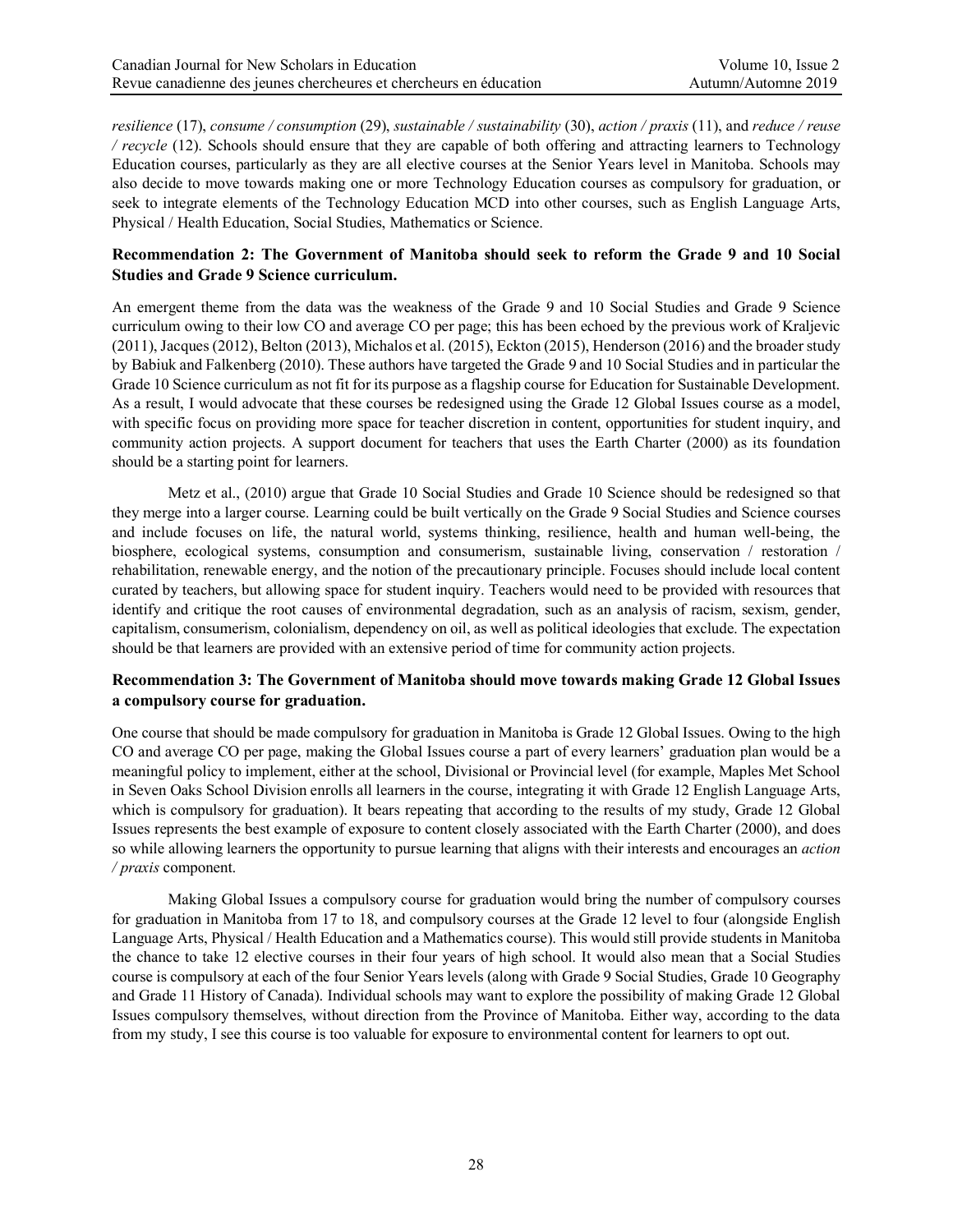*resilience* (17), *consume / consumption* (29), *sustainable / sustainability* (30), *action / praxis* (11), and *reduce / reuse / recycle* (12). Schools should ensure that they are capable of both offering and attracting learners to Technology Education courses, particularly as they are all elective courses at the Senior Years level in Manitoba. Schools may also decide to move towards making one or more Technology Education courses as compulsory for graduation, or seek to integrate elements of the Technology Education MCD into other courses, such as English Language Arts, Physical / Health Education, Social Studies, Mathematics or Science.

**Recommendation 2: The Government of Manitoba should seek to reform the Grade 9 and 10 Social Studies and Grade 9 Science curriculum.**

An emergent theme from the data was the weakness of the Grade 9 and 10 Social Studies and Grade 9 Science curriculum owing to their low CO and average CO per page; this has been echoed by the previous work of Kraljevic (2011), Jacques (2012), Belton (2013), Michalos et al. (2015), Eckton (2015), Henderson (2016) and the broader study by Babiuk and Falkenberg (2010). These authors have targeted the Grade 9 and 10 Social Studies and in particular the Grade 10 Science curriculum as not fit for its purpose as a flagship course for Education for Sustainable Development. As a result, I would advocate that these courses be redesigned using the Grade 12 Global Issues course as a model, with specific focus on providing more space for teacher discretion in content, opportunities for student inquiry, and community action projects. A support document for teachers that uses the Earth Charter (2000) as its foundation should be a starting point for learners.

Metz et al., (2010) argue that Grade 10 Social Studies and Grade 10 Science should be redesigned so that they merge into a larger course. Learning could be built vertically on the Grade 9 Social Studies and Science courses and include focuses on life, the natural world, systems thinking, resilience, health and human well-being, the biosphere, ecological systems, consumption and consumerism, sustainable living, conservation / restoration / rehabilitation, renewable energy, and the notion of the precautionary principle. Focuses should include local content curated by teachers, but allowing space for student inquiry. Teachers would need to be provided with resources that identify and critique the root causes of environmental degradation, such as an analysis of racism, sexism, gender, capitalism, consumerism, colonialism, dependency on oil, as well as political ideologies that exclude. The expectation should be that learners are provided with an extensive period of time for community action projects.

**Recommendation 3: The Government of Manitoba should move towards making Grade 12 Global Issues a compulsory course for graduation.**

One course that should be made compulsory for graduation in Manitoba is Grade 12 Global Issues. Owing to the high CO and average CO per page, making the Global Issues course a part of every learners' graduation plan would be a meaningful policy to implement, either at the school, Divisional or Provincial level (for example, Maples Met School in Seven Oaks School Division enrolls all learners in the course, integrating it with Grade 12 English Language Arts, which is compulsory for graduation). It bears repeating that according to the results of my study, Grade 12 Global Issues represents the best example of exposure to content closely associated with the Earth Charter (2000), and does so while allowing learners the opportunity to pursue learning that aligns with their interests and encourages an *action / praxis* component.

Making Global Issues a compulsory course for graduation would bring the number of compulsory courses for graduation in Manitoba from 17 to 18, and compulsory courses at the Grade 12 level to four (alongside English Language Arts, Physical / Health Education and a Mathematics course). This would still provide students in Manitoba the chance to take 12 elective courses in their four years of high school. It would also mean that a Social Studies course is compulsory at each of the four Senior Years levels (along with Grade 9 Social Studies, Grade 10 Geography and Grade 11 History of Canada). Individual schools may want to explore the possibility of making Grade 12 Global Issues compulsory themselves, without direction from the Province of Manitoba. Either way, according to the data from my study, I see this course is too valuable for exposure to environmental content for learners to opt out.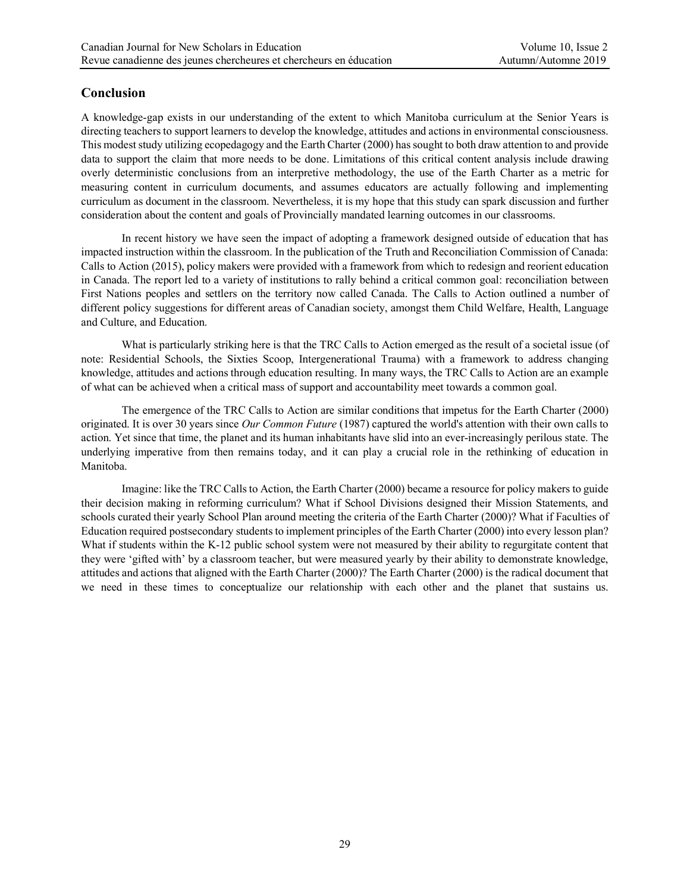## Conclusion

A knowledge-gap exists in our understanding of the extent to which Manitoba curriculum at the Senior Years is directing teachers to support learners to develop the knowledge, attitudes and actions in environmental consciousness. This modest study utilizing ecopedagogy and the Earth Charter (2000) has sought to both draw attention to and provide data to support the claim that more needs to be done. Limitations of this critical content analysis include drawing overly deterministic conclusions from an interpretive methodology, the use of the Earth Charter as a metric for measuring content in curriculum documents, and assumes educators are actually following and implementing curriculum as document in the classroom. Nevertheless, it is my hope that this study can spark discussion and further consideration about the content and goals of Provincially mandated learning outcomes in our classrooms.

In recent history we have seen the impact of adopting a framework designed outside of education that has impacted instruction within the classroom. In the publication of the Truth and Reconciliation Commission of Canada: Calls to Action (2015), policy makers were provided with a framework from which to redesign and reorient education in Canada. The report led to a variety of institutions to rally behind a critical common goal: reconciliation between First Nations peoples and settlers on the territory now called Canada. The Calls to Action outlined a number of different policy suggestions for different areas of Canadian society, amongst them Child Welfare, Health, Language and Culture, and Education.

What is particularly striking here is that the TRC Calls to Action emerged as the result of a societal issue (of note: Residential Schools, the Sixties Scoop, Intergenerational Trauma) with a framework to address changing knowledge, attitudes and actions through education resulting. In many ways, the TRC Calls to Action are an example of what can be achieved when a critical mass of support and accountability meet towards a common goal.

The emergence of the TRC Calls to Action are similar conditions that impetus for the Earth Charter (2000) originated. It is over 30 years since *Our Common Future* (1987) captured the world's attention with their own calls to action. Yet since that time, the planet and its human inhabitants have slid into an ever-increasingly perilous state. The underlying imperative from then remains today, and it can play a crucial role in the rethinking of education in Manitoba.

Imagine: like the TRC Calls to Action, the Earth Charter (2000) became a resource for policy makers to guide their decision making in reforming curriculum? What if School Divisions designed their Mission Statements, and schools curated their yearly School Plan around meeting the criteria of the Earth Charter (2000)? What if Faculties of Education required postsecondary students to implement principles of the Earth Charter (2000) into every lesson plan? What if students within the K-12 public school system were not measured by their ability to regurgitate content that they were 'gifted with' by a classroom teacher, but were measured yearly by their ability to demonstrate knowledge, attitudes and actions that aligned with the Earth Charter (2000)? The Earth Charter (2000) is the radical document that we need in these times to conceptualize our relationship with each other and the planet that sustains us.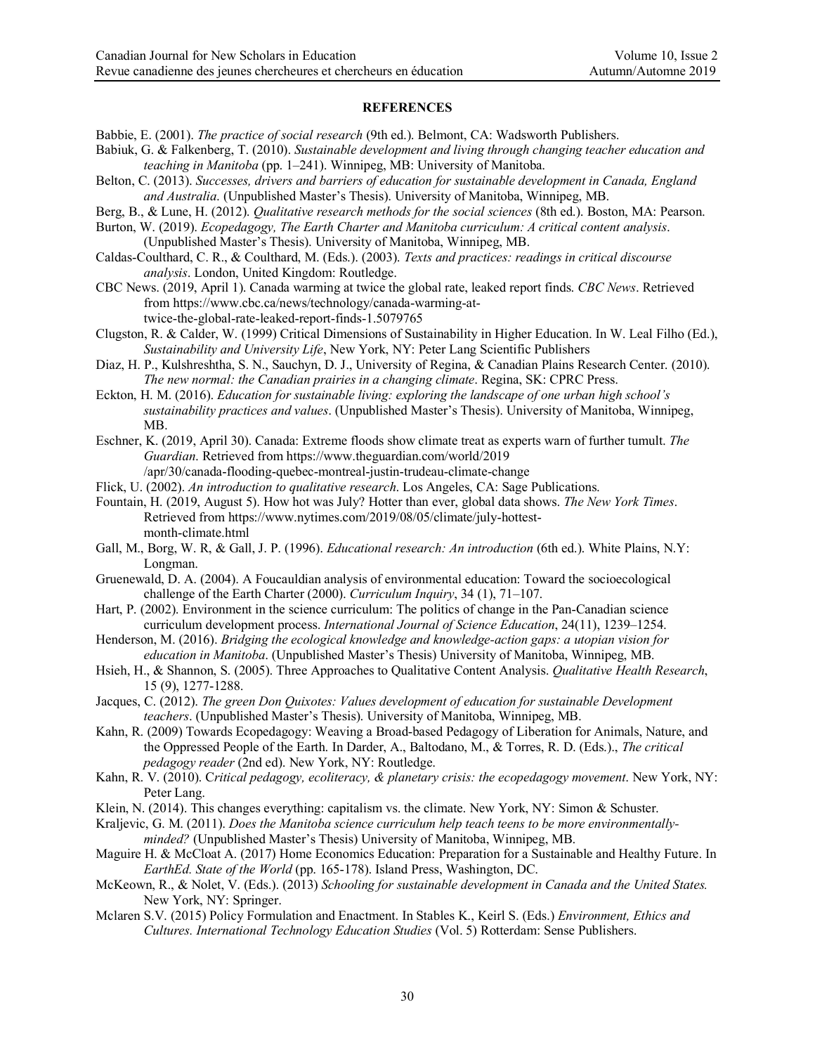**REFERENCES**

Babbie, E. (2001). *The practice of social research* (9th ed.). Belmont, CA: Wadsworth Publishers.

Babiuk, G. & Falkenberg, T. (2010). *Sustainable development and living through changing teacher education and teaching in Manitoba* (pp. 1–241). Winnipeg, MB: University of Manitoba.

Belton, C. (2013). *Successes, drivers and barriers of education for sustainable development in Canada, England and Australia.* (Unpublished Master's Thesis). University of Manitoba, Winnipeg, MB.

Berg, B., & Lune, H. (2012). *Qualitative research methods for the social sciences* (8th ed.). Boston, MA: Pearson.

Burton, W. (2019). *Ecopedagogy, The Earth Charter and Manitoba curriculum: A critical content analysis*. (Unpublished Master's Thesis). University of Manitoba, Winnipeg, MB.

Caldas-Coulthard, C. R., & Coulthard, M. (Eds.). (2003). *Texts and practices: readings in critical discourse analysis*. London, United Kingdom: Routledge.

CBC News. (2019, April 1). Canada warming at twice the global rate, leaked report finds. *CBC News*. Retrieved from https://www.cbc.ca/news/technology/canada-warming-at-twice-the-global-rate-leaked-report-finds-1.5079765

Clugston, R. & Calder, W. (1999) Critical Dimensions of Sustainability in Higher Education. In W. Leal Filho (Ed.), *Sustainability and University Life*, New York, NY: Peter Lang Scientific Publishers

Diaz, H. P., Kulshreshtha, S. N., Sauchyn, D. J., University of Regina, & Canadian Plains Research Center. (2010). *The new normal: the Canadian prairies in a changing climate*. Regina, SK: CPRC Press.

Eckton, H. M. (2016). *Education for sustainable living: exploring the landscape of one urban high school's sustainability practices and values*. (Unpublished Master's Thesis). University of Manitoba, Winnipeg, MB.

Eschner, K. (2019, April 30). Canada: Extreme floods show climate treat as experts warn of further tumult. *The Guardian.* Retrieved from https://www.theguardian.com/world/2019/apr/30/canada-flooding-quebec-montreal-justin-trudeau-climate-change

Flick, U. (2002). *An introduction to qualitative research*. Los Angeles, CA: Sage Publications.

Fountain, H. (2019, August 5). How hot was July? Hotter than ever, global data shows. *The New York Times*. Retrieved from https://www.nytimes.com/2019/08/05/climate/july-hottest-month-climate.html

Gall, M., Borg, W. R, & Gall, J. P. (1996). *Educational research: An introduction* (6th ed.). White Plains, N.Y: Longman.

Gruenewald, D. A. (2004). A Foucauldian analysis of environmental education: Toward the socioecological challenge of the Earth Charter (2000). *Curriculum Inquiry*, 34 (1), 71–107.

Hart, P. (2002). Environment in the science curriculum: The politics of change in the Pan-Canadian science curriculum development process. *International Journal of Science Education*, 24(11), 1239–1254.

Henderson, M. (2016). *Bridging the ecological knowledge and knowledge-action gaps: a utopian vision for education in Manitoba*. (Unpublished Master's Thesis) University of Manitoba, Winnipeg, MB.

Hsieh, H., & Shannon, S. (2005). Three Approaches to Qualitative Content Analysis. *Qualitative Health Research*, 15 (9), 1277-1288.

Jacques, C. (2012). *The green Don Quixotes: Values development of education for sustainable Development teachers*. (Unpublished Master's Thesis). University of Manitoba, Winnipeg, MB.

Kahn, R. (2009) Towards Ecopedagogy: Weaving a Broad-based Pedagogy of Liberation for Animals, Nature, and the Oppressed People of the Earth. In Darder, A., Baltodano, M., & Torres, R. D. (Eds.)., *The critical pedagogy reader* (2nd ed). New York, NY: Routledge.

Kahn, R. V. (2010). C*ritical pedagogy, ecoliteracy, & planetary crisis: the ecopedagogy movement*. New York, NY: Peter Lang.

Klein, N. (2014). This changes everything: capitalism vs. the climate. New York, NY: Simon & Schuster.

Kraljevic, G. M. (2011). *Does the Manitoba science curriculum help teach teens to be more environmentally-minded?* (Unpublished Master's Thesis) University of Manitoba, Winnipeg, MB.

Maguire H. & McCloat A. (2017) Home Economics Education: Preparation for a Sustainable and Healthy Future. In *EarthEd. State of the World* (pp. 165-178). Island Press, Washington, DC.

McKeown, R., & Nolet, V. (Eds.). (2013) *Schooling for sustainable development in Canada and the United States.* New York, NY: Springer.

Mclaren S.V. (2015) Policy Formulation and Enactment. In Stables K., Keirl S. (Eds.) *Environment, Ethics and Cultures. International Technology Education Studies* (Vol. 5) Rotterdam: Sense Publishers.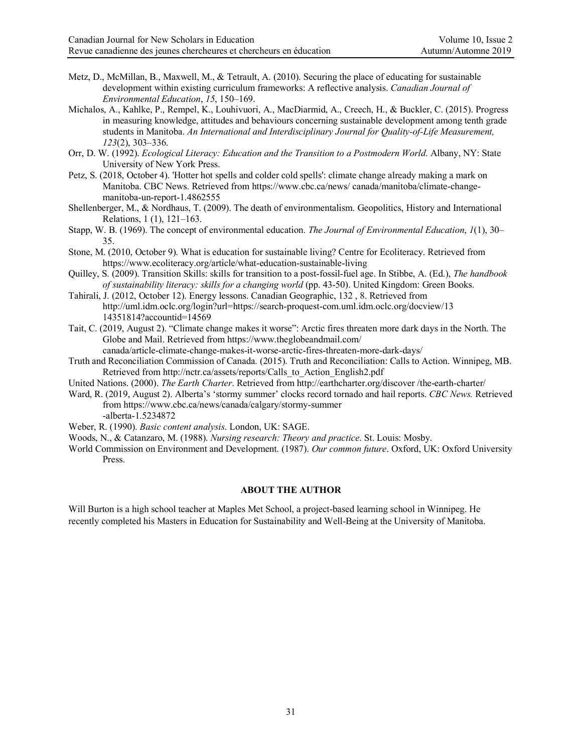Metz, D., McMillan, B., Maxwell, M., & Tetrault, A. (2010). Securing the place of educating for sustainable development within existing curriculum frameworks: A reflective analysis. *Canadian Journal of Environmental Education*, *15*, 150–169.

Michalos, A., Kahlke, P., Rempel, K., Louhivuori, A., MacDiarmid, A., Creech, H., & Buckler, C. (2015). Progress in measuring knowledge, attitudes and behaviours concerning sustainable development among tenth grade students in Manitoba. *An International and Interdisciplinary Journal for Quality-of-Life Measurement, 123*(2), 303–336.

Orr, D. W. (1992). *Ecological Literacy: Education and the Transition to a Postmodern World*. Albany, NY: State University of New York Press.

Petz, S. (2018, October 4). 'Hotter hot spells and colder cold spells': climate change already making a mark on Manitoba. CBC News. Retrieved from https://www.cbc.ca/news/ canada/manitoba/climate-change-manitoba-un-report-1.4862555

Shellenberger, M., & Nordhaus, T. (2009). The death of environmentalism. Geopolitics, History and International Relations, 1 (1), 121–163.

Stapp, W. B. (1969). The concept of environmental education. *The Journal of Environmental Education*, *1*(1), 30–35.

Stone, M. (2010, October 9). What is education for sustainable living? Centre for Ecoliteracy. Retrieved from https://www.ecoliteracy.org/article/what-education-sustainable-living

Quilley, S. (2009). Transition Skills: skills for transition to a post-fossil-fuel age. In Stibbe, A. (Ed.), *The handbook of sustainability literacy: skills for a changing world* (pp. 43-50). United Kingdom: Green Books.

Tahirali, J. (2012, October 12). Energy lessons. Canadian Geographic, 132 , 8. Retrieved from http://uml.idm.oclc.org/login?url=https://search-proquest-com.uml.idm.oclc.org/docview/13 14351814?accountid=14569

Tait, C. (2019, August 2). "Climate change makes it worse": Arctic fires threaten more dark days in the North. The Globe and Mail. Retrieved from https://www.theglobeandmail.com/ canada/article-climate-change-makes-it-worse-arctic-fires-threaten-more-dark-days/

Truth and Reconciliation Commission of Canada. (2015). Truth and Reconciliation: Calls to Action. Winnipeg, MB. Retrieved from http://nctr.ca/assets/reports/Calls_to_Action_English2.pdf

United Nations. (2000). *The Earth Charter*. Retrieved from http://earthcharter.org/discover /the-earth-charter/

Ward, R. (2019, August 2). Alberta's 'stormy summer' clocks record tornado and hail reports. *CBC News.* Retrieved from https://www.cbc.ca/news/canada/calgary/stormy-summer -alberta-1.5234872

Weber, R. (1990). *Basic content analysis*. London, UK: SAGE.

Woods, N., & Catanzaro, M. (1988). *Nursing research: Theory and practice*. St. Louis: Mosby.

World Commission on Environment and Development. (1987). *Our common future*. Oxford, UK: Oxford University Press.

## ABOUT THE AUTHOR

Will Burton is a high school teacher at Maples Met School, a project-based learning school in Winnipeg. He recently completed his Masters in Education for Sustainability and Well-Being at the University of Manitoba.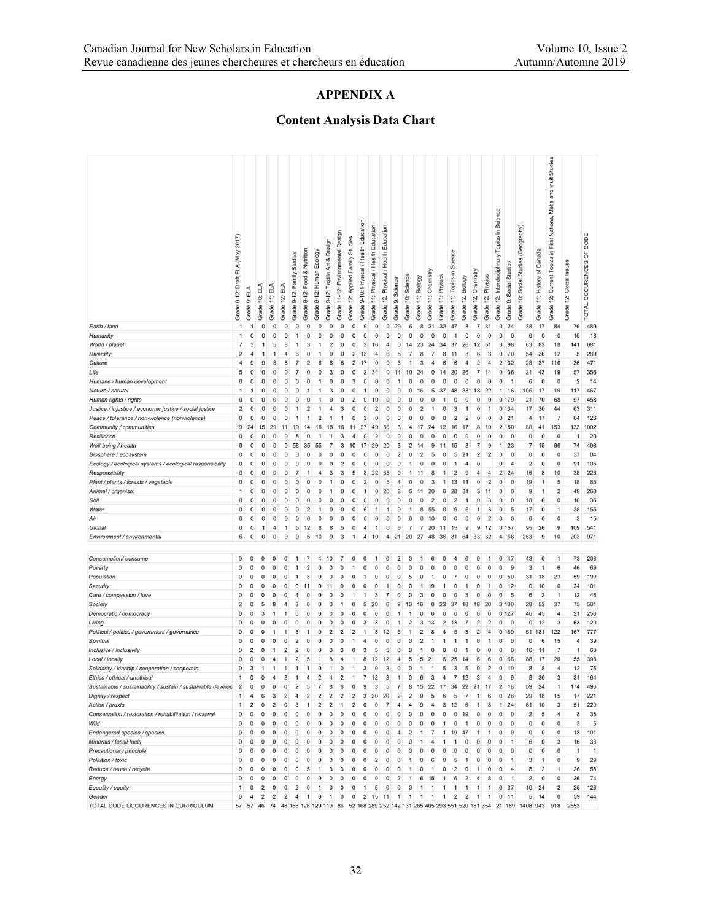## APPENDIX A

### Content Analysis Data Chart

| | Grade 9-12: Draft ELA (May 2017) | Grade 9: ELA | Grade 10: ELA | Grade 11: ELA | Grade 12: ELA | Grade 9-12: Family Studies | Grade 9-12: Food & Nutrition | Grade 9-12: Human Ecology | Grade 9-12: Textile Art & Design | Grade 11-12: Environmental Design | Grade 12: Applied Family Studies | Grade 9-10: Physical / Health Education | Grade 11: Physical / Health Education | Grade 12: Physical / Health Education | Grade 9: Science | Grade 10: Science | Grade 11: Biology | Grade 11: Chemistry | Grade 11: Physics | Grade 11: Topics in Science | Grade 12: Biology | Grade 12: Chemistry | Grade 12: Physics | Grade 12: Interdisciplinary Topics in Science | Grade 9: Social Studies | Grade 10: Social Studies (Geography) | Grade 11: History of Canada | Grade 12: Current Topics in First Nations, Métis and Inuit Studies | Grade 12: Global Issues | TOTAL OCCURENCES OF CODE |
|---|---|---|---|---|---|---|---|---|---|---|---|---|---|---|---|---|---|---|---|---|---|---|---|---|---|---|---|---|---|---|
| Earth / land | 1 | 1 | 0 | 0 | 0 | 0 | 0 | 0 | 0 | 0 | 0 | 9 | 0 | 0 | 29 | 6 | 8 | 21 | 32 | 47 | 8 | 7 | 81 | 0 | 24 | 38 | 17 | 84 | 76 | 489 |
| Humanity | 1 | 0 | 0 | 0 | 0 | 1 | 0 | 0 | 0 | 0 | 0 | 0 | 0 | 0 | 0 | 0 | 0 | 0 | 0 | 1 | 0 | 0 | 0 | 0 | 0 | 0 | 0 | 0 | 15 | 18 |
| World / planet | 7 | 3 | 1 | 5 | 8 | 1 | 3 | 1 | 2 | 0 | 0 | 3 | 16 | 4 | 0 | 14 | 23 | 24 | 34 | 37 | 26 | 12 | 51 | 3 | 98 | 63 | 83 | 18 | 141 | 681 |
| Diversity | 2 | 4 | 1 | 1 | 4 | 6 | 0 | 1 | 0 | 0 | 2 | 13 | 4 | 6 | 5 | 7 | 8 | 7 | 8 | 11 | 8 | 6 | 8 | 0 | 70 | 54 | 36 | 12 | 5 | 289 |
| Culture | 4 | 9 | 9 | 8 | 8 | 7 | 2 | 6 | 6 | 5 | 2 | 17 | 0 | 9 | 3 | 1 | 3 | 4 | 6 | 6 | 4 | 2 | 4 | 2 | 132 | 23 | 37 | 116 | 36 | 471 |
| Life | 5 | 0 | 0 | 0 | 0 | 7 | 0 | 0 | 3 | 0 | 0 | 2 | 34 | 0 | 14 | 10 | 24 | 0 | 14 | 20 | 26 | 7 | 14 | 0 | 36 | 21 | 43 | 19 | 57 | 356 |
| Humane / human development | 0 | 0 | 0 | 0 | 0 | 0 | 0 | 0 | 1 | 0 | 0 | 3 | 0 | 0 | 0 | 1 | 0 | 0 | 0 | 0 | 0 | 0 | 0 | 0 | 1 | 6 | 0 | 0 | 2 | 14 |
| Nature / natural | 1 | 1 | 0 | 0 | 0 | 0 | 0 | 1 | 1 | 3 | 0 | 0 | 1 | 0 | 0 | 0 | 16 | 5 | 37 | 48 | 38 | 18 | 22 | 1 | 16 | 105 | 17 | 19 | 117 | 467 |
| Human rights / rights | 0 | 0 | 0 | 0 | 0 | 9 | 0 | 1 | 0 | 0 | 2 | 0 | 10 | 0 | 0 | 0 | 0 | 0 | 0 | 1 | 0 | 0 | 0 | 0 | 179 | 21 | 70 | 68 | 97 | 458 |
| Justice / injustice / economic justice / social justice | 2 | 0 | 0 | 0 | 0 | 1 | 2 | 1 | 4 | 3 | 0 | 0 | 2 | 0 | 0 | 0 | 2 | 1 | 0 | 3 | 1 | 0 | 1 | 0 | 134 | 17 | 30 | 44 | 63 | 311 |
| Peace / tolerance / non-violence (nonviolence) | 0 | 0 | 0 | 0 | 0 | 1 | 1 | 2 | 1 | 1 | 0 | 3 | 0 | 0 | 0 | 0 | 0 | 0 | 0 | 2 | 2 | 0 | 0 | 0 | 21 | 4 | 17 | 7 | 64 | 126 |
| Community / communities | 19 | 24 | 15 | 29 | 11 | 19 | 14 | 16 | 18 | 16 | 11 | 27 | 49 | 56 | 3 | 4 | 17 | 24 | 12 | 16 | 17 | 8 | 10 | 2 | 150 | 88 | 41 | 153 | 133 | 1002 |
| Resilience | 0 | 0 | 0 | 0 | 0 | 8 | 0 | 1 | 1 | 3 | 4 | 0 | 2 | 0 | 0 | 0 | 0 | 0 | 0 | 0 | 0 | 0 | 0 | 0 | 0 | 0 | 0 | 0 | 1 | 20 |
| Well-being / health | 0 | 0 | 0 | 0 | 0 | 58 | 35 | 55 | 7 | 3 | 10 | 17 | 29 | 20 | 3 | 2 | 14 | 9 | 11 | 15 | 8 | 7 | 9 | 1 | 23 | 7 | 15 | 66 | 74 | 498 |
| Biosphere / ecosystem | 0 | 0 | 0 | 0 | 0 | 0 | 0 | 0 | 0 | 0 | 0 | 0 | 0 | 0 | 2 | 8 | 2 | 5 | 0 | 5 | 21 | 2 | 2 | 0 | 0 | 0 | 0 | 0 | 37 | 84 |
| Ecology / ecological systems / ecological responsibility | 0 | 0 | 0 | 0 | 0 | 0 | 0 | 0 | 0 | 2 | 0 | 0 | 0 | 0 | 0 | 1 | 0 | 0 | 0 | 1 | 4 | 0 | 0 | 0 | 4 | 2 | 0 | 0 | 91 | 105 |
| Responsibility | 0 | 0 | 0 | 0 | 0 | 7 | 1 | 4 | 3 | 3 | 5 | 8 | 22 | 35 | 0 | 1 | 11 | 8 | 1 | 2 | 9 | 4 | 4 | 2 | 24 | 16 | 8 | 10 | 38 | 226 |
| Plant / plants / forests / vegetable | 0 | 0 | 0 | 0 | 0 | 0 | 0 | 0 | 1 | 0 | 0 | 2 | 0 | 5 | 4 | 0 | 0 | 3 | 1 | 13 | 11 | 0 | 2 | 0 | 0 | 19 | 1 | 5 | 18 | 85 |
| Animal / organism | 1 | 0 | 0 | 0 | 0 | 0 | 0 | 0 | 1 | 0 | 0 | 1 | 0 | 20 | 8 | 5 | 11 | 20 | 6 | 28 | 84 | 3 | 11 | 0 | 0 | 9 | 1 | 2 | 49 | 260 |
| Soil | 0 | 0 | 0 | 0 | 0 | 0 | 0 | 0 | 0 | 0 | 0 | 0 | 0 | 0 | 0 | 0 | 0 | 2 | 0 | 2 | 1 | 0 | 3 | 0 | 0 | 18 | 0 | 0 | 10 | 36 |
| Water | 0 | 0 | 0 | 0 | 0 | 0 | 0 | 2 | 1 | 0 | 0 | 6 | 1 | 1 | 0 | 1 | 8 | 55 | 0 | 9 | 6 | 1 | 3 | 0 | 5 | 17 | 0 | 1 | 38 | 155 |
| Air | 0 | 0 | 0 | 0 | 0 | 0 | 0 | 0 | 0 | 0 | 0 | 0 | 0 | 0 | 0 | 0 | 0 | 10 | 0 | 0 | 0 | 0 | 2 | 0 | 0 | 0 | 0 | 0 | 3 | 15 |
| Global | 0 | 0 | 1 | 4 | 1 | 5 | 12 | 8 | 8 | 5 | 0 | 4 | 1 | 0 | 6 | 7 | 7 | 20 | 11 | 15 | 9 | 9 | 12 | 0 | 157 | 95 | 26 | 9 | 109 | 541 |
| Environment / environmental | 6 | 0 | 0 | 0 | 0 | 0 | 5 | 10 | 9 | 3 | 1 | 4 | 10 | 4 | 21 | 20 | 27 | 48 | 36 | 81 | 64 | 33 | 32 | 4 | 68 | 263 | 9 | 10 | 203 | 971 |
| | | | | | | | | | | | | | | | | | | | | | | | | | | | | | | |
| Consumption/ consume | 0 | 0 | 0 | 0 | 0 | 1 | 7 | 4 | 10 | 7 | 0 | 0 | 1 | 0 | 2 | 0 | 1 | 6 | 0 | 4 | 0 | 0 | 1 | 0 | 47 | 43 | 0 | 1 | 73 | 208 |
| Poverty | 0 | 0 | 0 | 0 | 0 | 1 | 2 | 0 | 0 | 0 | 1 | 0 | 0 | 0 | 0 | 0 | 0 | 0 | 0 | 0 | 0 | 0 | 0 | 0 | 9 | 3 | 1 | 6 | 46 | 69 |
| Population | 0 | 0 | 0 | 0 | 0 | 1 | 3 | 0 | 0 | 0 | 1 | 0 | 0 | 0 | 0 | 5 | 0 | 1 | 0 | 7 | 0 | 0 | 0 | 0 | 50 | 31 | 18 | 23 | 59 | 199 |
| Security | 0 | 0 | 0 | 0 | 0 | 0 | 11 | 0 | 11 | 9 | 0 | 0 | 0 | 1 | 0 | 0 | 1 | 19 | 1 | 0 | 1 | 0 | 1 | 0 | 12 | 0 | 10 | 0 | 24 | 101 |
| Care / compassion / love | 0 | 0 | 0 | 0 | 0 | 4 | 0 | 0 | 0 | 0 | 1 | 1 | 3 | 7 | 0 | 0 | 3 | 0 | 0 | 0 | 3 | 0 | 0 | 0 | 5 | 6 | 2 | 1 | 12 | 48 |
| Society | 2 | 0 | 5 | 8 | 4 | 3 | 0 | 0 | 0 | 1 | 0 | 5 | 20 | 6 | 9 | 10 | 16 | 0 | 23 | 37 | 18 | 18 | 20 | 3 | 100 | 28 | 53 | 37 | 75 | 501 |
| Democratic / democracy | 0 | 0 | 3 | 1 | 1 | 0 | 0 | 0 | 0 | 0 | 0 | 0 | 0 | 0 | 1 | 1 | 0 | 0 | 0 | 0 | 0 | 0 | 0 | 0 | 127 | 46 | 45 | 4 | 21 | 250 |
| Living | 0 | 0 | 0 | 0 | 0 | 0 | 0 | 0 | 0 | 0 | 0 | 3 | 3 | 0 | 1 | 2 | 3 | 13 | 2 | 13 | 7 | 2 | 2 | 0 | 0 | 0 | 12 | 3 | 63 | 129 |
| Political / politics / government / governance | 0 | 0 | 0 | 1 | 1 | 3 | 1 | 0 | 2 | 2 | 2 | 1 | 8 | 12 | 5 | 1 | 2 | 8 | 4 | 5 | 3 | 2 | 4 | 0 | 189 | 51 | 181 | 122 | 167 | 777 |
| Spiritual | 0 | 0 | 0 | 0 | 0 | 2 | 0 | 0 | 0 | 0 | 1 | 4 | 0 | 0 | 0 | 0 | 2 | 1 | 1 | 1 | 1 | 0 | 1 | 0 | 0 | 0 | 6 | 15 | 4 | 39 |
| Inclusive / inclusivity | 0 | 2 | 0 | 1 | 2 | 2 | 0 | 0 | 0 | 3 | 0 | 3 | 5 | 5 | 0 | 0 | 1 | 0 | 0 | 0 | 1 | 0 | 0 | 0 | 0 | 16 | 11 | 7 | 1 | 60 |
| Local / locally | 0 | 0 | 0 | 4 | 1 | 2 | 5 | 1 | 8 | 4 | 1 | 8 | 12 | 12 | 4 | 5 | 5 | 21 | 6 | 25 | 14 | 6 | 6 | 0 | 68 | 88 | 17 | 20 | 55 | 398 |
| Solidarity / kinship / cooperation / cooperate | 0 | 3 | 1 | 1 | 1 | 1 | 1 | 0 | 1 | 0 | 1 | 3 | 0 | 3 | 0 | 0 | 1 | 1 | 5 | 3 | 5 | 0 | 2 | 0 | 10 | 8 | 8 | 4 | 12 | 75 |
| Ethics / ethical / unethical | 1 | 0 | 0 | 4 | 2 | 1 | 4 | 2 | 4 | 2 | 1 | 7 | 12 | 3 | 1 | 0 | 6 | 3 | 4 | 7 | 12 | 3 | 4 | 0 | 9 | 8 | 30 | 3 | 31 | 164 |
| Sustainable / sustainability / sustain / sustainable develop | 2 | 0 | 0 | 0 | 0 | 2 | 5 | 7 | 8 | 8 | 0 | 9 | 3 | 5 | 7 | 8 | 15 | 22 | 17 | 34 | 22 | 21 | 17 | 2 | 18 | 59 | 24 | 1 | 174 | 490 |
| Dignity / respect | 1 | 4 | 6 | 3 | 2 | 4 | 2 | 2 | 2 | 2 | 2 | 3 | 20 | 20 | 2 | 2 | 9 | 5 | 6 | 5 | 7 | 1 | 6 | 0 | 26 | 29 | 18 | 15 | 17 | 221 |
| Action / praxis | 1 | 2 | 0 | 2 | 0 | 3 | 1 | 2 | 2 | 1 | 2 | 0 | 0 | 7 | 4 | 4 | 9 | 4 | 8 | 12 | 6 | 1 | 8 | 1 | 24 | 61 | 10 | 3 | 51 | 229 |
| Conservation / restoration / rehabilitation / renewal | 0 | 0 | 0 | 0 | 0 | 0 | 0 | 0 | 0 | 0 | 0 | 0 | 0 | 0 | 0 | 0 | 0 | 0 | 0 | 0 | 19 | 0 | 0 | 0 | 0 | 2 | 5 | 4 | 8 | 38 |
| Wild | 0 | 0 | 0 | 0 | 0 | 0 | 0 | 0 | 0 | 0 | 0 | 0 | 0 | 0 | 0 | 0 | 0 | 0 | 1 | 0 | 1 | 0 | 0 | 0 | 0 | 0 | 0 | 0 | 3 | 5 |
| Endangered species / species | 0 | 0 | 0 | 0 | 0 | 0 | 0 | 0 | 0 | 0 | 0 | 0 | 0 | 0 | 4 | 2 | 1 | 7 | 1 | 19 | 47 | 1 | 1 | 0 | 0 | 0 | 0 | 0 | 18 | 101 |
| Minerals / fossil fuels | 0 | 0 | 0 | 0 | 0 | 0 | 0 | 0 | 0 | 0 | 0 | 0 | 0 | 0 | 0 | 0 | 1 | 4 | 1 | 1 | 0 | 0 | 0 | 0 | 1 | 6 | 0 | 3 | 16 | 33 |
| Precautionary principle | 0 | 0 | 0 | 0 | 0 | 0 | 0 | 0 | 0 | 0 | 0 | 0 | 0 | 0 | 0 | 0 | 0 | 0 | 0 | 0 | 0 | 0 | 0 | 0 | 0 | 0 | 0 | 0 | 1 | 1 |
| Pollution / toxic | 0 | 0 | 0 | 0 | 0 | 0 | 0 | 0 | 0 | 0 | 0 | 0 | 2 | 0 | 0 | 1 | 0 | 6 | 0 | 5 | 1 | 0 | 0 | 0 | 1 | 3 | 1 | 0 | 9 | 29 |
| Reduce / reuse / recycle | 0 | 0 | 0 | 0 | 0 | 5 | 1 | 3 | 3 | 0 | 0 | 0 | 0 | 0 | 0 | 1 | 0 | 1 | 0 | 2 | 0 | 1 | 0 | 0 | 4 | 8 | 2 | 1 | 26 | 58 |
| Energy | 0 | 0 | 0 | 0 | 0 | 0 | 0 | 0 | 0 | 0 | 0 | 0 | 0 | 0 | 2 | 1 | 6 | 15 | 1 | 6 | 2 | 4 | 8 | 0 | 1 | 2 | 0 | 0 | 26 | 74 |
| Equality / equity | 1 | 0 | 2 | 0 | 0 | 2 | 0 | 1 | 0 | 0 | 0 | 1 | 5 | 0 | 0 | 0 | 1 | 1 | 1 | 1 | 1 | 1 | 1 | 0 | 37 | 19 | 24 | 2 | 25 | 126 |
| Gender | 0 | 4 | 2 | 2 | 2 | 4 | 1 | 0 | 1 | 0 | 0 | 2 | 15 | 11 | 1 | 1 | 1 | 1 | 1 | 1 | 2 | 1 | 1 | 0 | 11 | 5 | 14 | 0 | 59 | 144 |
| TOTAL CODE OCCURENCES IN CURRICULUM | 57 | 57 | 46 | 74 | 48 | 166 | 126 | 129 | 119 | 86 | 52 | 168 | 289 | 252 | 142 | 131 | 265 | 405 | 293 | 551 | 520 | 181 | 354 | 21 | 189 | 1408 | 943 | 918 | 2553 | |